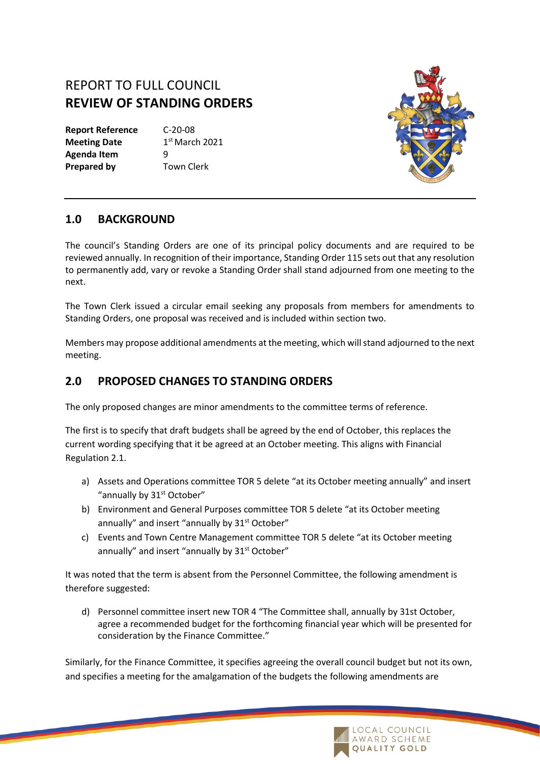# REPORT TO FULL COUNCIL
# REVIEW OF STANDING ORDERS

**Report Reference** C-20-08
**Meeting Date** 1st March 2021
**Agenda Item** 9
**Prepared by** Town Clerk

## 1.0 BACKGROUND

The council's Standing Orders are one of its principal policy documents and are required to be reviewed annually. In recognition of their importance, Standing Order 115 sets out that any resolution to permanently add, vary or revoke a Standing Order shall stand adjourned from one meeting to the next.

The Town Clerk issued a circular email seeking any proposals from members for amendments to Standing Orders, one proposal was received and is included within section two.

Members may propose additional amendments at the meeting, which will stand adjourned to the next meeting.

## 2.0 PROPOSED CHANGES TO STANDING ORDERS

The only proposed changes are minor amendments to the committee terms of reference.

The first is to specify that draft budgets shall be agreed by the end of October, this replaces the current wording specifying that it be agreed at an October meeting. This aligns with Financial Regulation 2.1.

a) Assets and Operations committee TOR 5 delete "at its October meeting annually" and insert "annually by 31st October"
b) Environment and General Purposes committee TOR 5 delete "at its October meeting annually" and insert "annually by 31st October"
c) Events and Town Centre Management committee TOR 5 delete "at its October meeting annually" and insert "annually by 31st October"

It was noted that the term is absent from the Personnel Committee, the following amendment is therefore suggested:

d) Personnel committee insert new TOR 4 "The Committee shall, annually by 31st October, agree a recommended budget for the forthcoming financial year which will be presented for consideration by the Finance Committee."

Similarly, for the Finance Committee, it specifies agreeing the overall council budget but not its own, and specifies a meeting for the amalgamation of the budgets the following amendments are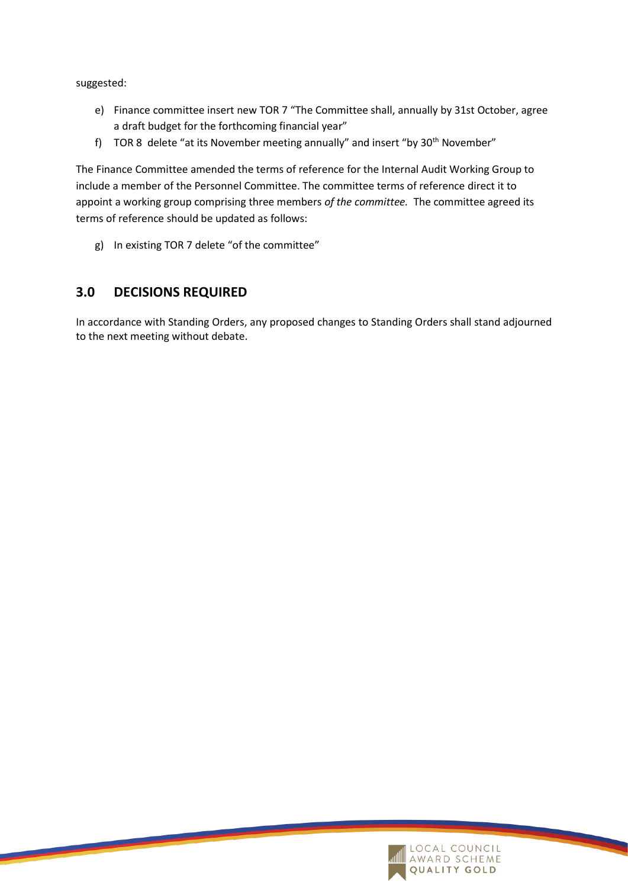suggested:

e) Finance committee insert new TOR 7 "The Committee shall, annually by 31st October, agree a draft budget for the forthcoming financial year"
f) TOR 8 delete "at its November meeting annually" and insert "by 30th November"

The Finance Committee amended the terms of reference for the Internal Audit Working Group to include a member of the Personnel Committee. The committee terms of reference direct it to appoint a working group comprising three members *of the committee.* The committee agreed its terms of reference should be updated as follows:

g) In existing TOR 7 delete "of the committee"

## 3.0 DECISIONS REQUIRED

In accordance with Standing Orders, any proposed changes to Standing Orders shall stand adjourned to the next meeting without debate.